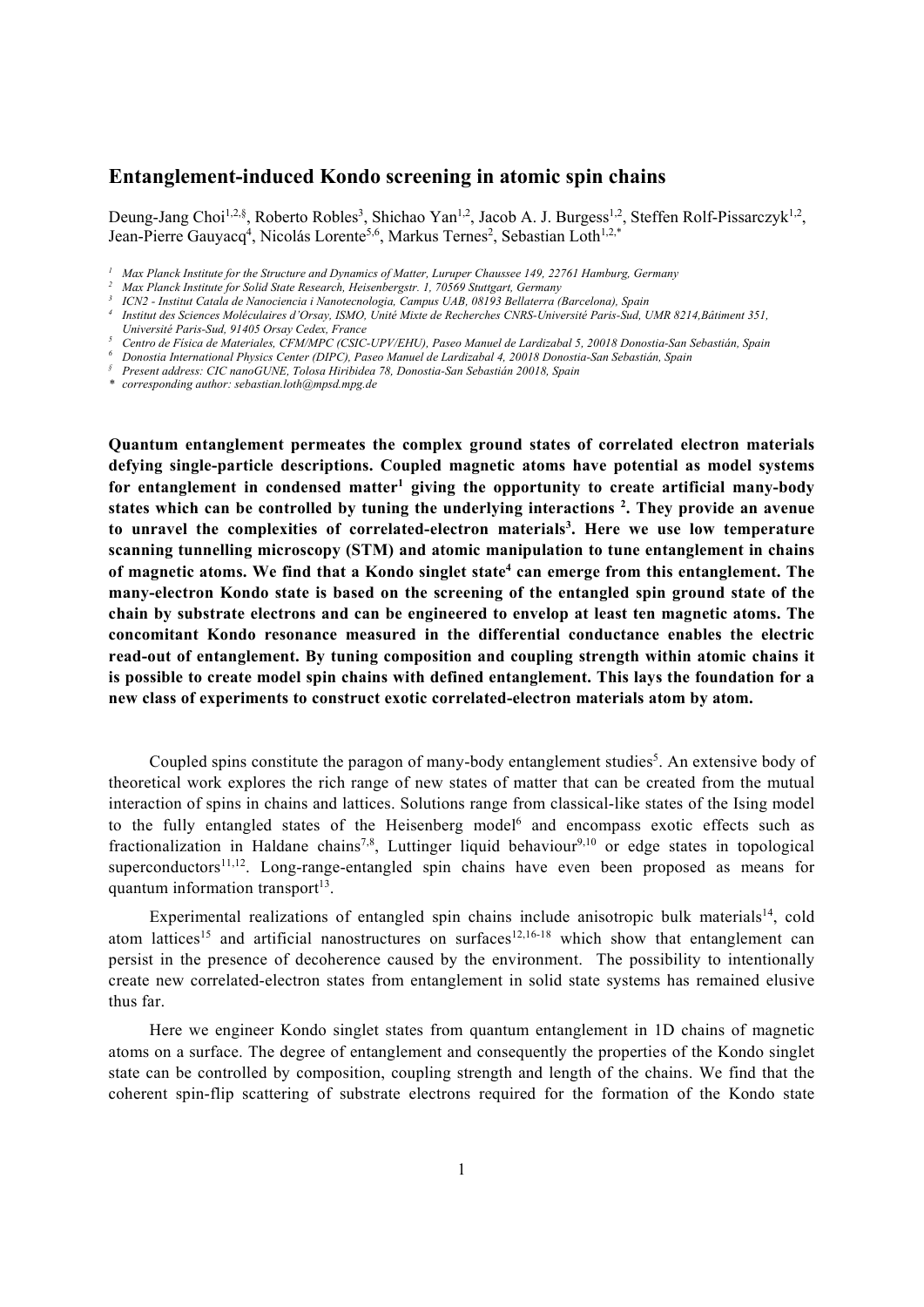# Entanglement-induced Kondo screening in atomic spin chains

Deung-Jang Choi[1,2,§], Roberto Robles[3], Shichao Yan[1,2], Jacob A. J. Burgess[1,2], Steffen Rolf-Pissarczyk[1,2], Jean-Pierre Gauyacq[4], Nicolás Lorente[5,6], Markus Ternes[2], Sebastian Loth[1,2,*]

*[1] Max Planck Institute for the Structure and Dynamics of Matter, Luruper Chaussee 149, 22761 Hamburg, Germany*
*[2] Max Planck Institute for Solid State Research, Heisenbergstr. 1, 70569 Stuttgart, Germany*
*[3] ICN2 - Institut Catala de Nanociencia i Nanotecnologia, Campus UAB, 08193 Bellaterra (Barcelona), Spain*
*[4] Institut des Sciences Moléculaires d'Orsay, ISMO, Unité Mixte de Recherches CNRS-Université Paris-Sud, UMR 8214,Bâtiment 351, Université Paris-Sud, 91405 Orsay Cedex, France*
*[5] Centro de Física de Materiales, CFM/MPC (CSIC-UPV/EHU), Paseo Manuel de Lardizabal 5, 20018 Donostia-San Sebastián, Spain*
*[6] Donostia International Physics Center (DIPC), Paseo Manuel de Lardizabal 4, 20018 Donostia-San Sebastián, Spain*
*[§] Present address: CIC nanoGUNE, Tolosa Hiribidea 78, Donostia-San Sebastián 20018, Spain*
*[*] corresponding author: sebastian.loth@mpsd.mpg.de*

**Quantum entanglement permeates the complex ground states of correlated electron materials defying single-particle descriptions. Coupled magnetic atoms have potential as model systems for entanglement in condensed matter[1] giving the opportunity to create artificial many-body states which can be controlled by tuning the underlying interactions [2]. They provide an avenue to unravel the complexities of correlated-electron materials[3]. Here we use low temperature scanning tunnelling microscopy (STM) and atomic manipulation to tune entanglement in chains of magnetic atoms. We find that a Kondo singlet state[4] can emerge from this entanglement. The many-electron Kondo state is based on the screening of the entangled spin ground state of the chain by substrate electrons and can be engineered to envelop at least ten magnetic atoms. The concomitant Kondo resonance measured in the differential conductance enables the electric read-out of entanglement. By tuning composition and coupling strength within atomic chains it is possible to create model spin chains with defined entanglement. This lays the foundation for a new class of experiments to construct exotic correlated-electron materials atom by atom.**

Coupled spins constitute the paragon of many-body entanglement studies[5]. An extensive body of theoretical work explores the rich range of new states of matter that can be created from the mutual interaction of spins in chains and lattices. Solutions range from classical-like states of the Ising model to the fully entangled states of the Heisenberg model[6] and encompass exotic effects such as fractionalization in Haldane chains[7,8], Luttinger liquid behaviour[9,10] or edge states in topological superconductors[11,12]. Long-range-entangled spin chains have even been proposed as means for quantum information transport[13].

Experimental realizations of entangled spin chains include anisotropic bulk materials[14], cold atom lattices[15] and artificial nanostructures on surfaces[12,16-18] which show that entanglement can persist in the presence of decoherence caused by the environment. The possibility to intentionally create new correlated-electron states from entanglement in solid state systems has remained elusive thus far.

Here we engineer Kondo singlet states from quantum entanglement in 1D chains of magnetic atoms on a surface. The degree of entanglement and consequently the properties of the Kondo singlet state can be controlled by composition, coupling strength and length of the chains. We find that the coherent spin-flip scattering of substrate electrons required for the formation of the Kondo state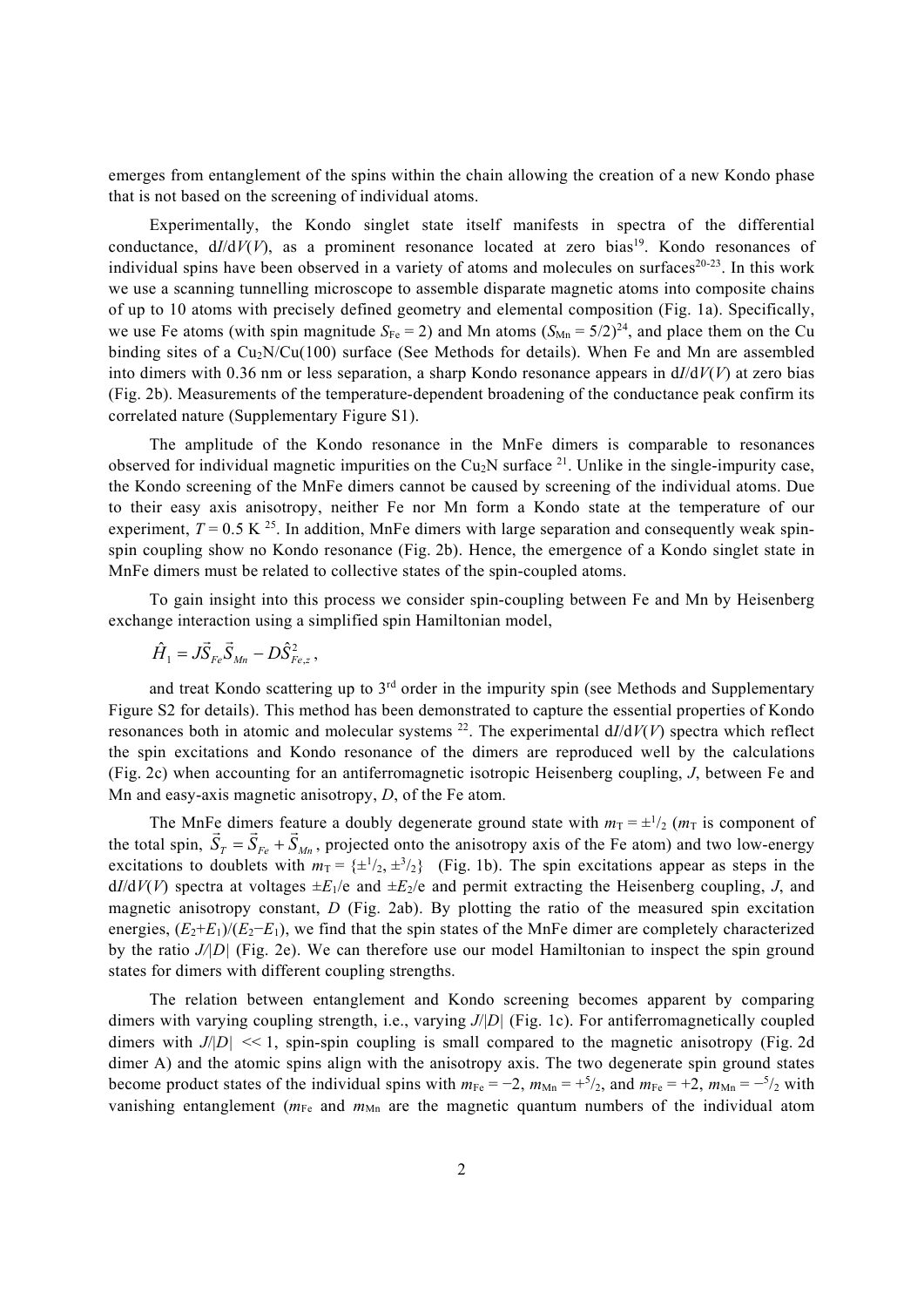emerges from entanglement of the spins within the chain allowing the creation of a new Kondo phase that is not based on the screening of individual atoms.

Experimentally, the Kondo singlet state itself manifests in spectra of the differential conductance, d$I$/d$V$($V$), as a prominent resonance located at zero bias[19]. Kondo resonances of individual spins have been observed in a variety of atoms and molecules on surfaces[20-23]. In this work we use a scanning tunnelling microscope to assemble disparate magnetic atoms into composite chains of up to 10 atoms with precisely defined geometry and elemental composition (Fig. 1a). Specifically, we use Fe atoms (with spin magnitude $S_{Fe} = 2$) and Mn atoms ($S_{Mn} = 5/2$)[24], and place them on the Cu binding sites of a $Cu_2N$/Cu(100) surface (See Methods for details). When Fe and Mn are assembled into dimers with 0.36 nm or less separation, a sharp Kondo resonance appears in d$I$/d$V$($V$) at zero bias (Fig. 2b). Measurements of the temperature-dependent broadening of the conductance peak confirm its correlated nature (Supplementary Figure S1).

The amplitude of the Kondo resonance in the MnFe dimers is comparable to resonances observed for individual magnetic impurities on the $Cu_2N$ surface [21]. Unlike in the single-impurity case, the Kondo screening of the MnFe dimers cannot be caused by screening of the individual atoms. Due to their easy axis anisotropy, neither Fe nor Mn form a Kondo state at the temperature of our experiment, $T = 0.5$ K [25]. In addition, MnFe dimers with large separation and consequently weak spin-spin coupling show no Kondo resonance (Fig. 2b). Hence, the emergence of a Kondo singlet state in MnFe dimers must be related to collective states of the spin-coupled atoms.

To gain insight into this process we consider spin-coupling between Fe and Mn by Heisenberg exchange interaction using a simplified spin Hamiltonian model,

$$\hat{H}_1 = J\vec{S}_{Fe}\vec{S}_{Mn} - D\hat{S}_{Fe,z}^2,$$

and treat Kondo scattering up to 3rd order in the impurity spin (see Methods and Supplementary Figure S2 for details). This method has been demonstrated to capture the essential properties of Kondo resonances both in atomic and molecular systems [22]. The experimental d$I$/d$V$($V$) spectra which reflect the spin excitations and Kondo resonance of the dimers are reproduced well by the calculations (Fig. 2c) when accounting for an antiferromagnetic isotropic Heisenberg coupling, $J$, between Fe and Mn and easy-axis magnetic anisotropy, $D$, of the Fe atom.

The MnFe dimers feature a doubly degenerate ground state with $m_T = \pm{}^1/_2$ ($m_T$ is component of the total spin, $\vec{S}_T = \vec{S}_{Fe} + \vec{S}_{Mn}$, projected onto the anisotropy axis of the Fe atom) and two low-energy excitations to doublets with $m_T = \{\pm{}^1/_2, \pm{}^3/_2\}$ (Fig. 1b). The spin excitations appear as steps in the d$I$/d$V$($V$) spectra at voltages $\pm E_1$/e and $\pm E_2$/e and permit extracting the Heisenberg coupling, $J$, and magnetic anisotropy constant, $D$ (Fig. 2ab). By plotting the ratio of the measured spin excitation energies, $(E_2+E_1)/(E_2-E_1)$, we find that the spin states of the MnFe dimer are completely characterized by the ratio $J/|D|$ (Fig. 2e). We can therefore use our model Hamiltonian to inspect the spin ground states for dimers with different coupling strengths.

The relation between entanglement and Kondo screening becomes apparent by comparing dimers with varying coupling strength, i.e., varying $J/|D|$ (Fig. 1c). For antiferromagnetically coupled dimers with $J/|D| << 1$, spin-spin coupling is small compared to the magnetic anisotropy (Fig. 2d dimer A) and the atomic spins align with the anisotropy axis. The two degenerate spin ground states become product states of the individual spins with $m_{Fe} = -2$, $m_{Mn} = +{}^5/_2$, and $m_{Fe} = +2$, $m_{Mn} = -{}^5/_2$ with vanishing entanglement ($m_{Fe}$ and $m_{Mn}$ are the magnetic quantum numbers of the individual atom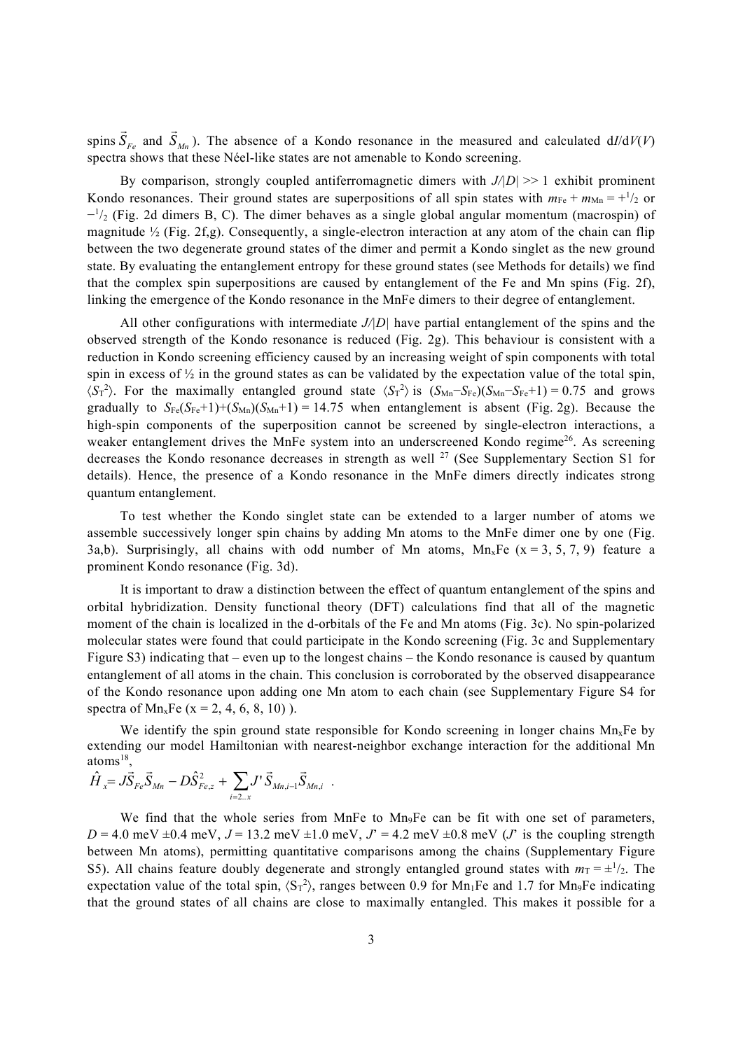spins $\vec{S}_{Fe}$ and $\vec{S}_{Mn}$). The absence of a Kondo resonance in the measured and calculated d$I$/d$V$($V$) spectra shows that these Néel-like states are not amenable to Kondo screening.

By comparison, strongly coupled antiferromagnetic dimers with $J/|D| >> 1$ exhibit prominent Kondo resonances. Their ground states are superpositions of all spin states with $m_{Fe} + m_{Mn} = +^1/_2$ or $-^1/_2$ (Fig. 2d dimers B, C). The dimer behaves as a single global angular momentum (macrospin) of magnitude ½ (Fig. 2f,g). Consequently, a single-electron interaction at any atom of the chain can flip between the two degenerate ground states of the dimer and permit a Kondo singlet as the new ground state. By evaluating the entanglement entropy for these ground states (see Methods for details) we find that the complex spin superpositions are caused by entanglement of the Fe and Mn spins (Fig. 2f), linking the emergence of the Kondo resonance in the MnFe dimers to their degree of entanglement.

All other configurations with intermediate $J/|D|$ have partial entanglement of the spins and the observed strength of the Kondo resonance is reduced (Fig. 2g). This behaviour is consistent with a reduction in Kondo screening efficiency caused by an increasing weight of spin components with total spin in excess of ½ in the ground states as can be validated by the expectation value of the total spin, $\langle S_T^2 \rangle$. For the maximally entangled ground state $\langle S_T^2 \rangle$ is $(S_{Mn}-S_{Fe})(S_{Mn}-S_{Fe}+1) = 0.75$ and grows gradually to $S_{Fe}(S_{Fe}+1)+(S_{Mn})(S_{Mn}+1) = 14.75$ when entanglement is absent (Fig. 2g). Because the high-spin components of the superposition cannot be screened by single-electron interactions, a weaker entanglement drives the MnFe system into an underscreened Kondo regime[26]. As screening decreases the Kondo resonance decreases in strength as well [27] (See Supplementary Section S1 for details). Hence, the presence of a Kondo resonance in the MnFe dimers directly indicates strong quantum entanglement.

To test whether the Kondo singlet state can be extended to a larger number of atoms we assemble successively longer spin chains by adding Mn atoms to the MnFe dimer one by one (Fig. 3a,b). Surprisingly, all chains with odd number of Mn atoms, $Mn_xFe$ (x = 3, 5, 7, 9) feature a prominent Kondo resonance (Fig. 3d).

It is important to draw a distinction between the effect of quantum entanglement of the spins and orbital hybridization. Density functional theory (DFT) calculations find that all of the magnetic moment of the chain is localized in the d-orbitals of the Fe and Mn atoms (Fig. 3c). No spin-polarized molecular states were found that could participate in the Kondo screening (Fig. 3c and Supplementary Figure S3) indicating that – even up to the longest chains – the Kondo resonance is caused by quantum entanglement of all atoms in the chain. This conclusion is corroborated by the observed disappearance of the Kondo resonance upon adding one Mn atom to each chain (see Supplementary Figure S4 for spectra of $Mn_xFe$ (x = 2, 4, 6, 8, 10) ).

We identify the spin ground state responsible for Kondo screening in longer chains $Mn_xFe$ by extending our model Hamiltonian with nearest-neighbor exchange interaction for the additional Mn atoms[18],

$$\hat{H}_x = J\vec{S}_{Fe}\vec{S}_{Mn} - D\hat{S}^2_{Fe,z} + \sum_{i=2...x} J'\vec{S}_{Mn,i-1}\vec{S}_{Mn,i} \quad .$$

We find that the whole series from MnFe to $Mn_9Fe$ can be fit with one set of parameters, $D$ = 4.0 meV ±0.4 meV, $J$ = 13.2 meV ±1.0 meV, $J'$ = 4.2 meV ±0.8 meV ($J'$ is the coupling strength between Mn atoms), permitting quantitative comparisons among the chains (Supplementary Figure S5). All chains feature doubly degenerate and strongly entangled ground states with $m_T = \pm^1/_2$. The expectation value of the total spin, $\langle S_T^2 \rangle$, ranges between 0.9 for $Mn_1Fe$ and 1.7 for $Mn_9Fe$ indicating that the ground states of all chains are close to maximally entangled. This makes it possible for a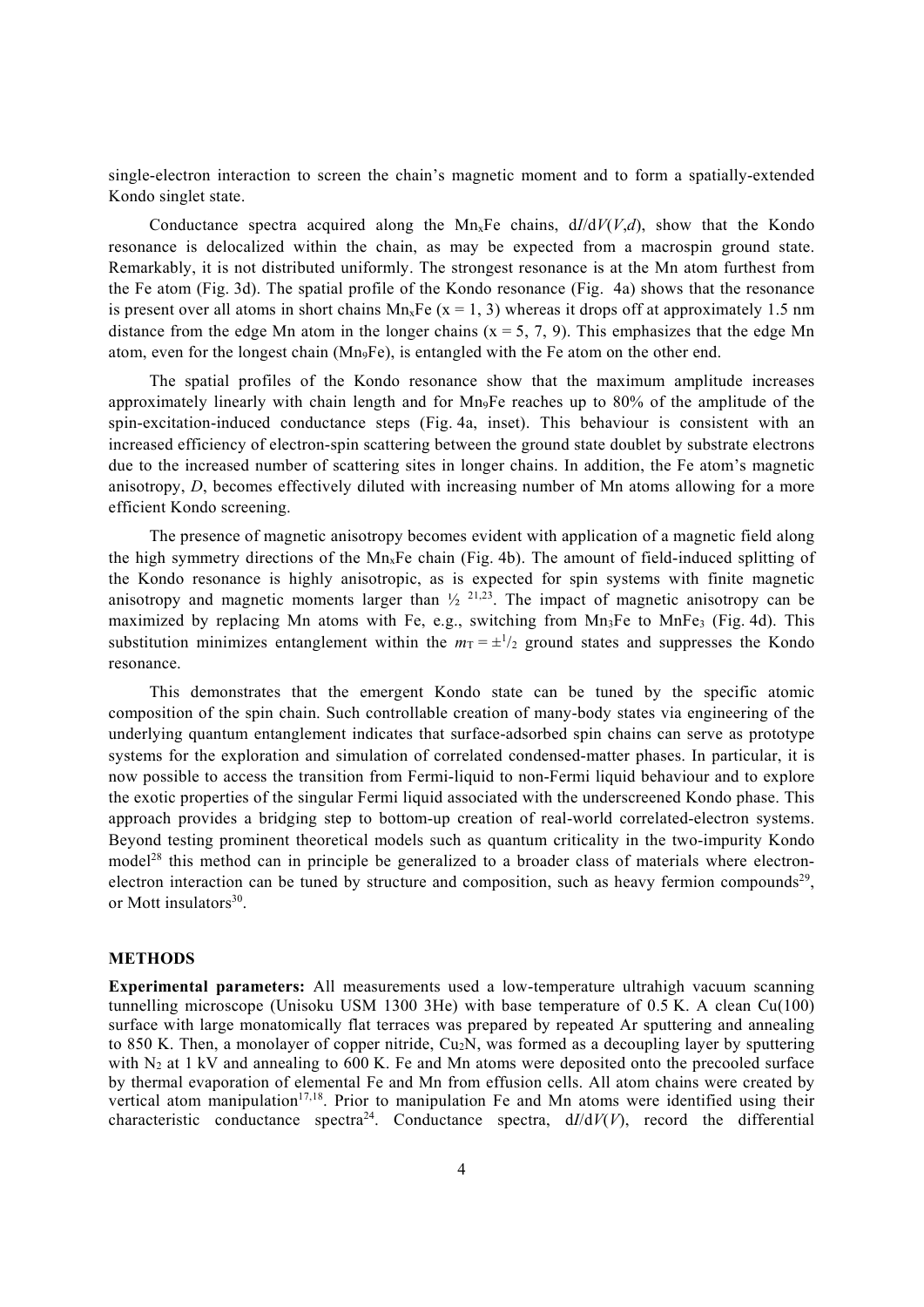single-electron interaction to screen the chain's magnetic moment and to form a spatially-extended Kondo singlet state.

Conductance spectra acquired along the $Mn_xFe$ chains, d$I$/d$V$($V$,$d$), show that the Kondo resonance is delocalized within the chain, as may be expected from a macrospin ground state. Remarkably, it is not distributed uniformly. The strongest resonance is at the Mn atom furthest from the Fe atom (Fig. 3d). The spatial profile of the Kondo resonance (Fig. 4a) shows that the resonance is present over all atoms in short chains $Mn_xFe$ ($x$ = 1, 3) whereas it drops off at approximately 1.5 nm distance from the edge Mn atom in the longer chains ($x$ = 5, 7, 9). This emphasizes that the edge Mn atom, even for the longest chain ($Mn_9Fe$), is entangled with the Fe atom on the other end.

The spatial profiles of the Kondo resonance show that the maximum amplitude increases approximately linearly with chain length and for $Mn_9Fe$ reaches up to 80% of the amplitude of the spin-excitation-induced conductance steps (Fig. 4a, inset). This behaviour is consistent with an increased efficiency of electron-spin scattering between the ground state doublet by substrate electrons due to the increased number of scattering sites in longer chains. In addition, the Fe atom's magnetic anisotropy, $D$, becomes effectively diluted with increasing number of Mn atoms allowing for a more efficient Kondo screening.

The presence of magnetic anisotropy becomes evident with application of a magnetic field along the high symmetry directions of the $Mn_xFe$ chain (Fig. 4b). The amount of field-induced splitting of the Kondo resonance is highly anisotropic, as is expected for spin systems with finite magnetic anisotropy and magnetic moments larger than ½ [21,23]. The impact of magnetic anisotropy can be maximized by replacing Mn atoms with Fe, e.g., switching from $Mn_3Fe$ to $MnFe_3$ (Fig. 4d). This substitution minimizes entanglement within the $m_T = \pm^1/_2$ ground states and suppresses the Kondo resonance.

This demonstrates that the emergent Kondo state can be tuned by the specific atomic composition of the spin chain. Such controllable creation of many-body states via engineering of the underlying quantum entanglement indicates that surface-adsorbed spin chains can serve as prototype systems for the exploration and simulation of correlated condensed-matter phases. In particular, it is now possible to access the transition from Fermi-liquid to non-Fermi liquid behaviour and to explore the exotic properties of the singular Fermi liquid associated with the underscreened Kondo phase. This approach provides a bridging step to bottom-up creation of real-world correlated-electron systems. Beyond testing prominent theoretical models such as quantum criticality in the two-impurity Kondo model[28] this method can in principle be generalized to a broader class of materials where electron-electron interaction can be tuned by structure and composition, such as heavy fermion compounds[29], or Mott insulators[30].

## METHODS

**Experimental parameters:** All measurements used a low-temperature ultrahigh vacuum scanning tunnelling microscope (Unisoku USM 1300 3He) with base temperature of 0.5 K. A clean Cu(100) surface with large monatomically flat terraces was prepared by repeated Ar sputtering and annealing to 850 K. Then, a monolayer of copper nitride, $Cu_2N$, was formed as a decoupling layer by sputtering with $N_2$ at 1 kV and annealing to 600 K. Fe and Mn atoms were deposited onto the precooled surface by thermal evaporation of elemental Fe and Mn from effusion cells. All atom chains were created by vertical atom manipulation[17,18]. Prior to manipulation Fe and Mn atoms were identified using their characteristic conductance spectra[24]. Conductance spectra, d$I$/d$V$($V$), record the differential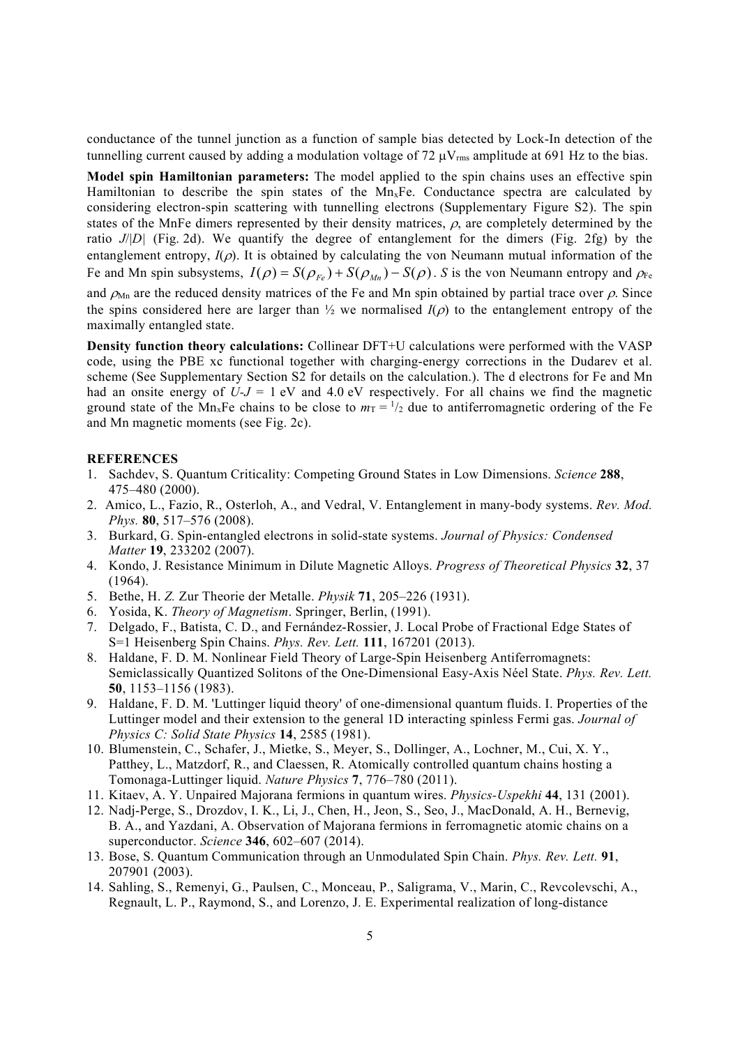conductance of the tunnel junction as a function of sample bias detected by Lock-In detection of the tunnelling current caused by adding a modulation voltage of 72 μV$_{rms}$ amplitude at 691 Hz to the bias.

**Model spin Hamiltonian parameters:** The model applied to the spin chains uses an effective spin Hamiltonian to describe the spin states of the $Mn_xFe$. Conductance spectra are calculated by considering electron-spin scattering with tunnelling electrons (Supplementary Figure S2). The spin states of the MnFe dimers represented by their density matrices, $\rho$, are completely determined by the ratio $J/|D|$ (Fig. 2d). We quantify the degree of entanglement for the dimers (Fig. 2fg) by the entanglement entropy, $I(\rho)$. It is obtained by calculating the von Neumann mutual information of the Fe and Mn spin subsystems, $I(\rho) = S(\rho_{Fe}) + S(\rho_{Mn}) - S(\rho)$. $S$ is the von Neumann entropy and $\rho_{Fe}$ and $\rho_{Mn}$ are the reduced density matrices of the Fe and Mn spin obtained by partial trace over $\rho$. Since the spins considered here are larger than ½ we normalised $I(\rho)$ to the entanglement entropy of the maximally entangled state.

**Density function theory calculations:** Collinear DFT+U calculations were performed with the VASP code, using the PBE xc functional together with charging-energy corrections in the Dudarev et al. scheme (See Supplementary Section S2 for details on the calculation.). The d electrons for Fe and Mn had an onsite energy of $U$-$J$ = 1 eV and 4.0 eV respectively. For all chains we find the magnetic ground state of the $Mn_xFe$ chains to be close to $m_T = {}^1/_2$ due to antiferromagnetic ordering of the Fe and Mn magnetic moments (see Fig. 2c).

## REFERENCES

1. Sachdev, S. Quantum Criticality: Competing Ground States in Low Dimensions. *Science* **288**, 475–480 (2000).
2. Amico, L., Fazio, R., Osterloh, A., and Vedral, V. Entanglement in many-body systems. *Rev. Mod. Phys.* **80**, 517–576 (2008).
3. Burkard, G. Spin-entangled electrons in solid-state systems. *Journal of Physics: Condensed Matter* **19**, 233202 (2007).
4. Kondo, J. Resistance Minimum in Dilute Magnetic Alloys. *Progress of Theoretical Physics* **32**, 37 (1964).
5. Bethe, H. *Z.* Zur Theorie der Metalle. *Physik* **71**, 205–226 (1931).
6. Yosida, K. *Theory of Magnetism*. Springer, Berlin, (1991).
7. Delgado, F., Batista, C. D., and Fernández-Rossier, J. Local Probe of Fractional Edge States of S=1 Heisenberg Spin Chains. *Phys. Rev. Lett.* **111**, 167201 (2013).
8. Haldane, F. D. M. Nonlinear Field Theory of Large-Spin Heisenberg Antiferromagnets: Semiclassically Quantized Solitons of the One-Dimensional Easy-Axis Néel State. *Phys. Rev. Lett.* **50**, 1153–1156 (1983).
9. Haldane, F. D. M. 'Luttinger liquid theory' of one-dimensional quantum fluids. I. Properties of the Luttinger model and their extension to the general 1D interacting spinless Fermi gas. *Journal of Physics C: Solid State Physics* **14**, 2585 (1981).
10. Blumenstein, C., Schafer, J., Mietke, S., Meyer, S., Dollinger, A., Lochner, M., Cui, X. Y., Patthey, L., Matzdorf, R., and Claessen, R. Atomically controlled quantum chains hosting a Tomonaga-Luttinger liquid. *Nature Physics* **7**, 776–780 (2011).
11. Kitaev, A. Y. Unpaired Majorana fermions in quantum wires. *Physics-Uspekhi* **44**, 131 (2001).
12. Nadj-Perge, S., Drozdov, I. K., Li, J., Chen, H., Jeon, S., Seo, J., MacDonald, A. H., Bernevig, B. A., and Yazdani, A. Observation of Majorana fermions in ferromagnetic atomic chains on a superconductor. *Science* **346**, 602–607 (2014).
13. Bose, S. Quantum Communication through an Unmodulated Spin Chain. *Phys. Rev. Lett.* **91**, 207901 (2003).
14. Sahling, S., Remenyi, G., Paulsen, C., Monceau, P., Saligrama, V., Marin, C., Revcolevschi, A., Regnault, L. P., Raymond, S., and Lorenzo, J. E. Experimental realization of long-distance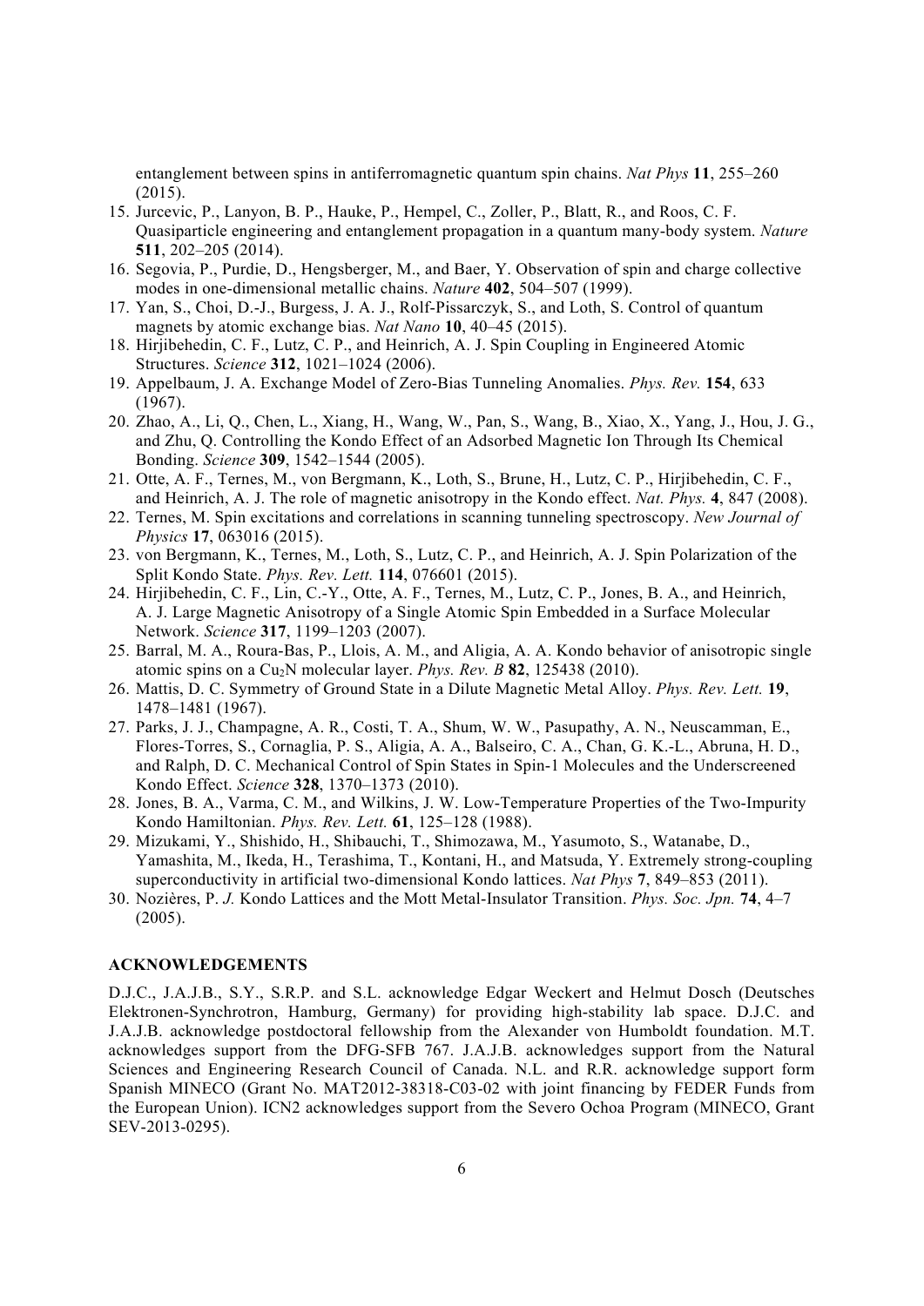entanglement between spins in antiferromagnetic quantum spin chains. *Nat Phys* **11**, 255–260 (2015).

15. Jurcevic, P., Lanyon, B. P., Hauke, P., Hempel, C., Zoller, P., Blatt, R., and Roos, C. F. Quasiparticle engineering and entanglement propagation in a quantum many-body system. *Nature* **511**, 202–205 (2014).
16. Segovia, P., Purdie, D., Hengsberger, M., and Baer, Y. Observation of spin and charge collective modes in one-dimensional metallic chains. *Nature* **402**, 504–507 (1999).
17. Yan, S., Choi, D.-J., Burgess, J. A. J., Rolf-Pissarczyk, S., and Loth, S. Control of quantum magnets by atomic exchange bias. *Nat Nano* **10**, 40–45 (2015).
18. Hirjibehedin, C. F., Lutz, C. P., and Heinrich, A. J. Spin Coupling in Engineered Atomic Structures. *Science* **312**, 1021–1024 (2006).
19. Appelbaum, J. A. Exchange Model of Zero-Bias Tunneling Anomalies. *Phys. Rev.* **154**, 633 (1967).
20. Zhao, A., Li, Q., Chen, L., Xiang, H., Wang, W., Pan, S., Wang, B., Xiao, X., Yang, J., Hou, J. G., and Zhu, Q. Controlling the Kondo Effect of an Adsorbed Magnetic Ion Through Its Chemical Bonding. *Science* **309**, 1542–1544 (2005).
21. Otte, A. F., Ternes, M., von Bergmann, K., Loth, S., Brune, H., Lutz, C. P., Hirjibehedin, C. F., and Heinrich, A. J. The role of magnetic anisotropy in the Kondo effect. *Nat. Phys.* **4**, 847 (2008).
22. Ternes, M. Spin excitations and correlations in scanning tunneling spectroscopy. *New Journal of Physics* **17**, 063016 (2015).
23. von Bergmann, K., Ternes, M., Loth, S., Lutz, C. P., and Heinrich, A. J. Spin Polarization of the Split Kondo State. *Phys. Rev. Lett.* **114**, 076601 (2015).
24. Hirjibehedin, C. F., Lin, C.-Y., Otte, A. F., Ternes, M., Lutz, C. P., Jones, B. A., and Heinrich, A. J. Large Magnetic Anisotropy of a Single Atomic Spin Embedded in a Surface Molecular Network. *Science* **317**, 1199–1203 (2007).
25. Barral, M. A., Roura-Bas, P., Llois, A. M., and Aligia, A. A. Kondo behavior of anisotropic single atomic spins on a $Cu_2N$ molecular layer. *Phys. Rev. B* **82**, 125438 (2010).
26. Mattis, D. C. Symmetry of Ground State in a Dilute Magnetic Metal Alloy. *Phys. Rev. Lett.* **19**, 1478–1481 (1967).
27. Parks, J. J., Champagne, A. R., Costi, T. A., Shum, W. W., Pasupathy, A. N., Neuscamman, E., Flores-Torres, S., Cornaglia, P. S., Aligia, A. A., Balseiro, C. A., Chan, G. K.-L., Abruna, H. D., and Ralph, D. C. Mechanical Control of Spin States in Spin-1 Molecules and the Underscreened Kondo Effect. *Science* **328**, 1370–1373 (2010).
28. Jones, B. A., Varma, C. M., and Wilkins, J. W. Low-Temperature Properties of the Two-Impurity Kondo Hamiltonian. *Phys. Rev. Lett.* **61**, 125–128 (1988).
29. Mizukami, Y., Shishido, H., Shibauchi, T., Shimozawa, M., Yasumoto, S., Watanabe, D., Yamashita, M., Ikeda, H., Terashima, T., Kontani, H., and Matsuda, Y. Extremely strong-coupling superconductivity in artificial two-dimensional Kondo lattices. *Nat Phys* **7**, 849–853 (2011).
30. Nozières, P. *J.* Kondo Lattices and the Mott Metal-Insulator Transition. *Phys. Soc. Jpn.* **74**, 4–7 (2005).

## ACKNOWLEDGEMENTS

D.J.C., J.A.J.B., S.Y., S.R.P. and S.L. acknowledge Edgar Weckert and Helmut Dosch (Deutsches Elektronen-Synchrotron, Hamburg, Germany) for providing high-stability lab space. D.J.C. and J.A.J.B. acknowledge postdoctoral fellowship from the Alexander von Humboldt foundation. M.T. acknowledges support from the DFG-SFB 767. J.A.J.B. acknowledges support from the Natural Sciences and Engineering Research Council of Canada. N.L. and R.R. acknowledge support form Spanish MINECO (Grant No. MAT2012-38318-C03-02 with joint financing by FEDER Funds from the European Union). ICN2 acknowledges support from the Severo Ochoa Program (MINECO, Grant SEV-2013-0295).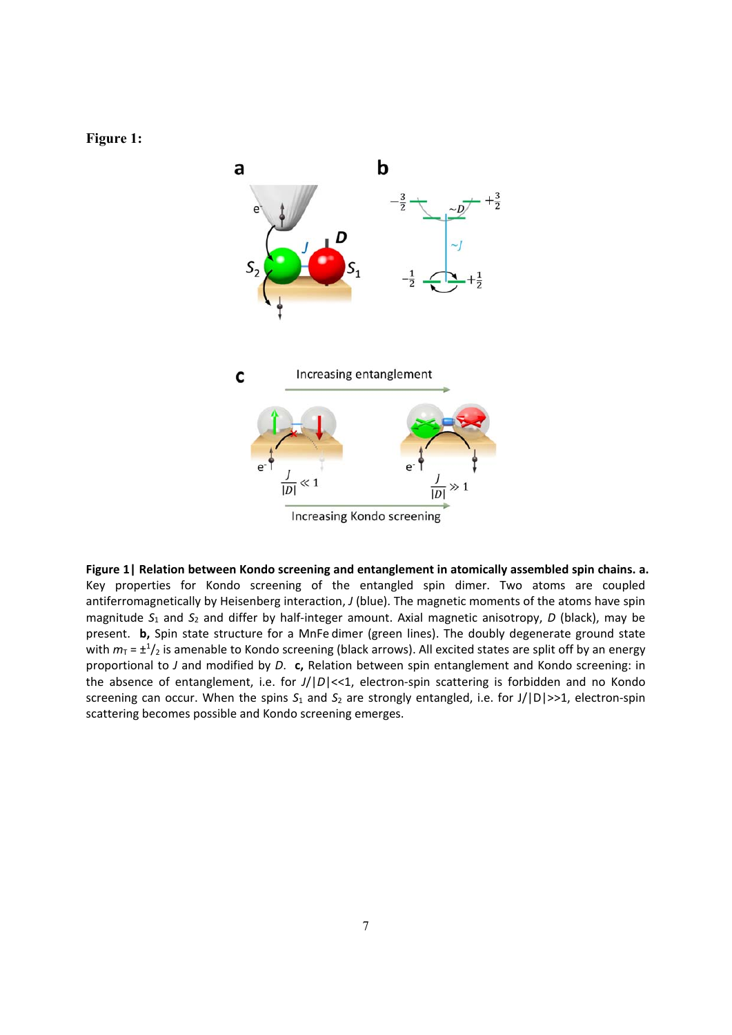**Figure 1:**

**Figure 1| Relation between Kondo screening and entanglement in atomically assembled spin chains. a.** Key properties for Kondo screening of the entangled spin dimer. Two atoms are coupled antiferromagnetically by Heisenberg interaction, $J$ (blue). The magnetic moments of the atoms have spin magnitude $S_1$ and $S_2$ and differ by half-integer amount. Axial magnetic anisotropy, $D$ (black), may be present. **b,** Spin state structure for a MnFe dimer (green lines). The doubly degenerate ground state with $m_T = \pm^1/_2$ is amenable to Kondo screening (black arrows). All excited states are split off by an energy proportional to $J$ and modified by $D$. **c,** Relation between spin entanglement and Kondo screening: in the absence of entanglement, i.e. for $J/|D|<<1$, electron-spin scattering is forbidden and no Kondo screening can occur. When the spins $S_1$ and $S_2$ are strongly entangled, i.e. for $J/|D|>>1$, electron-spin scattering becomes possible and Kondo screening emerges.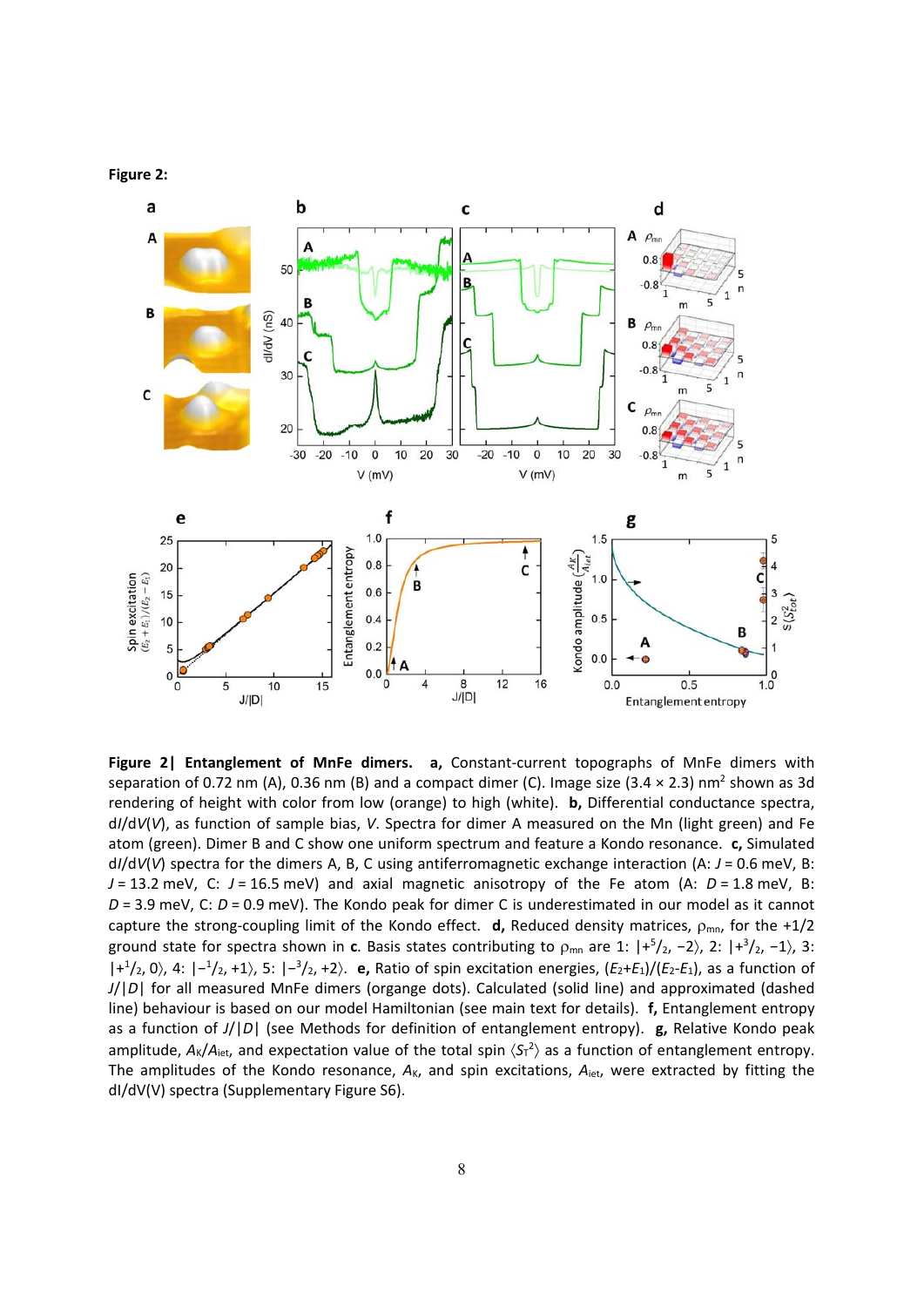**Figure 2:**

**Figure 2| Entanglement of MnFe dimers.** **a,** Constant-current topographs of MnFe dimers with separation of 0.72 nm (A), 0.36 nm (B) and a compact dimer (C). Image size (3.4 × 2.3) nm$^2$ shown as 3d rendering of height with color from low (orange) to high (white). **b,** Differential conductance spectra, d$I$/d$V$($V$), as function of sample bias, $V$. Spectra for dimer A measured on the Mn (light green) and Fe atom (green). Dimer B and C show one uniform spectrum and feature a Kondo resonance. **c,** Simulated d$I$/d$V$($V$) spectra for the dimers A, B, C using antiferromagnetic exchange interaction (A: $J$ = 0.6 meV, B: $J$ = 13.2 meV, C: $J$ = 16.5 meV) and axial magnetic anisotropy of the Fe atom (A: $D$ = 1.8 meV, B: $D$ = 3.9 meV, C: $D$ = 0.9 meV). The Kondo peak for dimer C is underestimated in our model as it cannot capture the strong-coupling limit of the Kondo effect. **d,** Reduced density matrices, $\rho_{mn}$, for the +1/2 ground state for spectra shown in **c**. Basis states contributing to $\rho_{mn}$ are 1: $|+^5/_2, -2\rangle$, 2: $|+^3/_2, -1\rangle$, 3: $|+^1/_2, 0\rangle$, 4: $|-^1/_2, +1\rangle$, 5: $|-^3/_2, +2\rangle$. **e,** Ratio of spin excitation energies, $(E_2+E_1)/(E_2-E_1)$, as a function of $J/|D|$ for all measured MnFe dimers (organge dots). Calculated (solid line) and approximated (dashed line) behaviour is based on our model Hamiltonian (see main text for details). **f,** Entanglement entropy as a function of $J/|D|$ (see Methods for definition of entanglement entropy). **g,** Relative Kondo peak amplitude, $A_K/A_{iet}$, and expectation value of the total spin $\langle S_T^2\rangle$ as a function of entanglement entropy. The amplitudes of the Kondo resonance, $A_K$, and spin excitations, $A_{iet}$, were extracted by fitting the dI/dV(V) spectra (Supplementary Figure S6).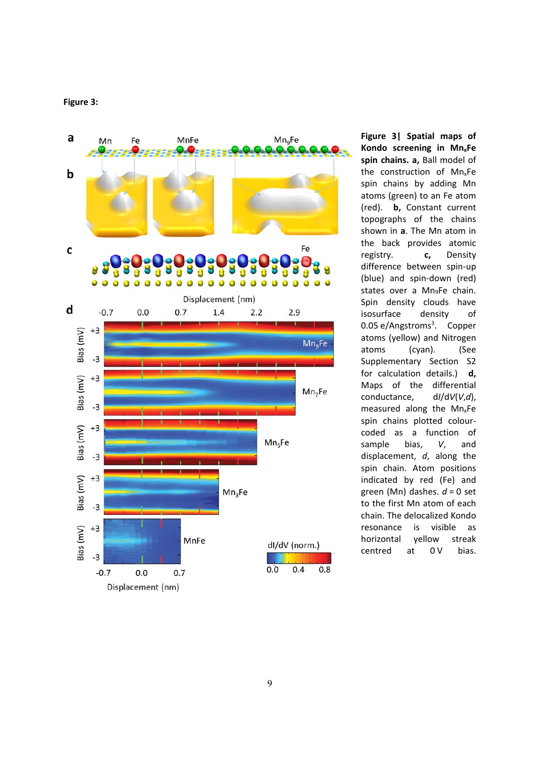**Figure 3:**

**Figure 3| Spatial maps of Kondo screening in $Mn_xFe$ spin chains. a,** Ball model of the construction of $Mn_xFe$ spin chains by adding Mn atoms (green) to an Fe atom (red). **b,** Constant current topographs of the chains shown in **a**. The Mn atom in the back provides atomic registry. **c,** Density difference between spin-up (blue) and spin-down (red) states over a $Mn_9Fe$ chain. Spin density clouds have isosurface density of 0.05 e/Angstroms$^3$. Copper atoms (yellow) and Nitrogen atoms (cyan). (See Supplementary Section S2 for calculation details.) **d,** Maps of the differential conductance, $dI/dV(V,d)$, measured along the $Mn_xFe$ spin chains plotted colour-coded as a function of sample bias, $V$, and displacement, $d$, along the spin chain. Atom positions indicated by red (Fe) and green (Mn) dashes. $d = 0$ set to the first Mn atom of each chain. The delocalized Kondo resonance is visible as horizontal yellow streak centred at 0 V bias.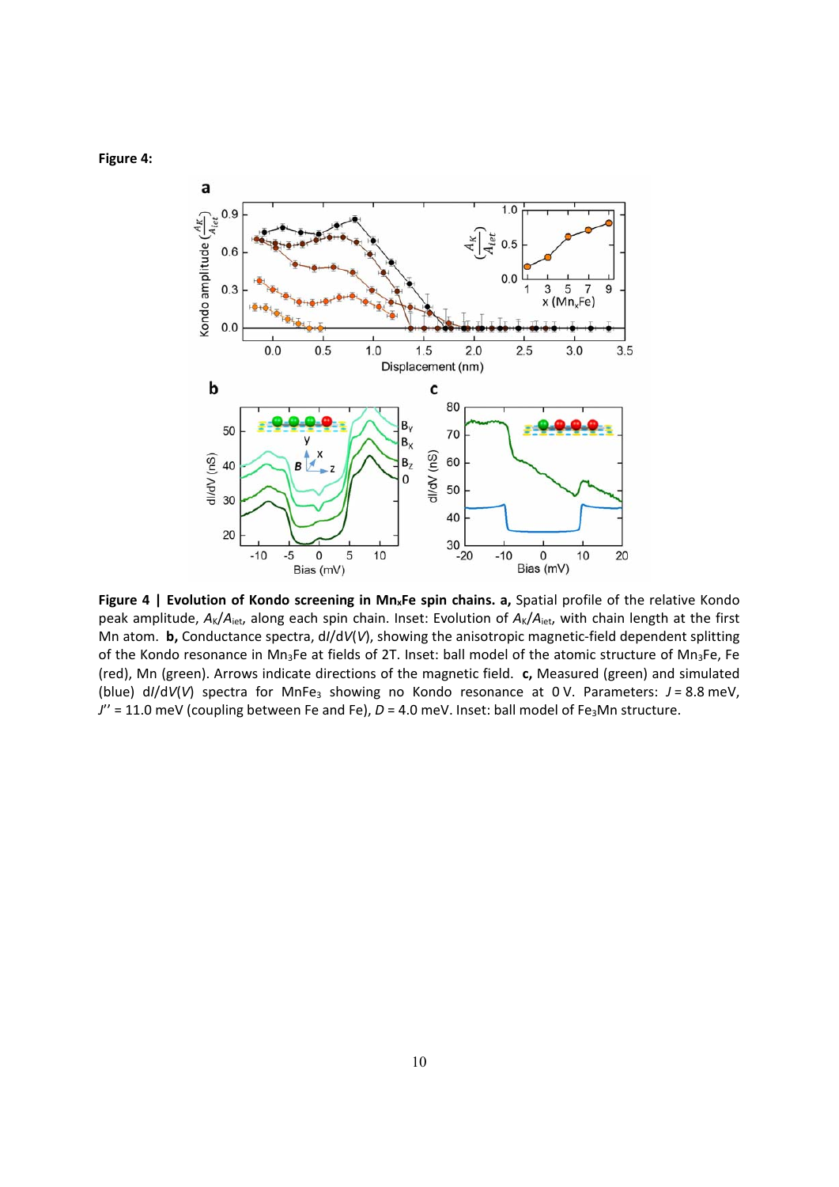**Figure 4:**

**Figure 4 | Evolution of Kondo screening in $Mn_xFe$ spin chains. a,** Spatial profile of the relative Kondo peak amplitude, $A_K/A_{iet}$, along each spin chain. Inset: Evolution of $A_K/A_{iet}$, with chain length at the first Mn atom. **b,** Conductance spectra, d$I$/d$V$($V$), showing the anisotropic magnetic-field dependent splitting of the Kondo resonance in $Mn_3Fe$ at fields of 2T. Inset: ball model of the atomic structure of $Mn_3Fe$, Fe (red), Mn (green). Arrows indicate directions of the magnetic field. **c,** Measured (green) and simulated (blue) d$I$/d$V$($V$) spectra for $MnFe_3$ showing no Kondo resonance at 0 V. Parameters: $J$ = 8.8 meV, $J''$ = 11.0 meV (coupling between Fe and Fe), $D$ = 4.0 meV. Inset: ball model of $Fe_3Mn$ structure.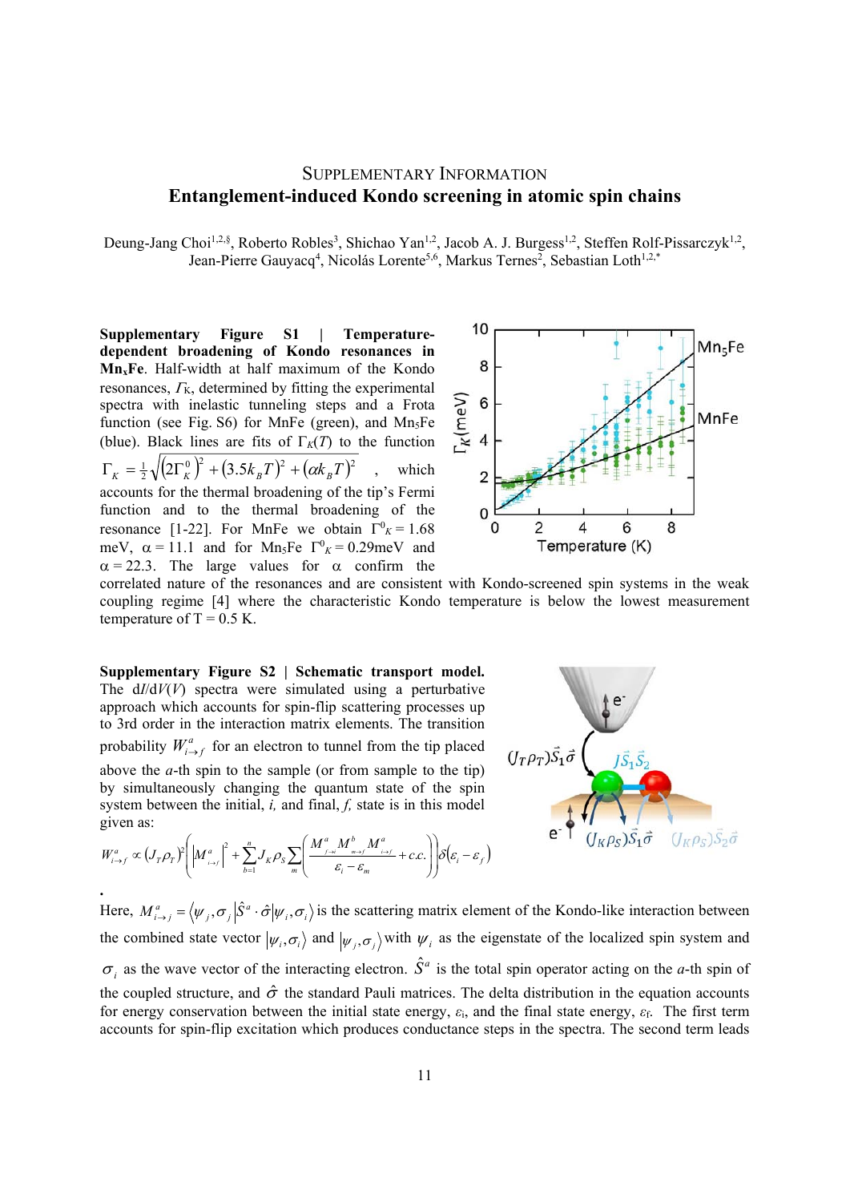# SUPPLEMENTARY INFORMATION

## Entanglement-induced Kondo screening in atomic spin chains

Deung-Jang Choi[1,2,§], Roberto Robles[3], Shichao Yan[1,2], Jacob A. J. Burgess[1,2], Steffen Rolf-Pissarczyk[1,2], Jean-Pierre Gauyacq[4], Nicolás Lorente[5,6], Markus Ternes[2], Sebastian Loth[1,2,*]

**Supplementary Figure S1 | Temperature-dependent broadening of Kondo resonances in $Mn_xFe$.** Half-width at half maximum of the Kondo resonances, $\Gamma_K$, determined by fitting the experimental spectra with inelastic tunneling steps and a Frota function (see Fig. S6) for MnFe (green), and $Mn_5Fe$ (blue). Black lines are fits of $\Gamma_K(T)$ to the function $\Gamma_K = \frac{1}{2}\sqrt{\left(2\Gamma_K^0\right)^2 + \left(3.5k_BT\right)^2 + \left(\alpha k_BT\right)^2}$, which accounts for the thermal broadening of the tip's Fermi function and to the thermal broadening of the resonance [1-22]. For MnFe we obtain $\Gamma^0_K = 1.68$ meV, $\alpha = 11.1$ and for $Mn_5Fe$ $\Gamma^0_K = 0.29$meV and $\alpha = 22.3$. The large values for $\alpha$ confirm the correlated nature of the resonances and are consistent with Kondo-screened spin systems in the weak coupling regime [4] where the characteristic Kondo temperature is below the lowest measurement temperature of T = 0.5 K.

**Supplementary Figure S2 | Schematic transport model.** The d$I$/d$V$($V$) spectra were simulated using a perturbative approach which accounts for spin-flip scattering processes up to 3rd order in the interaction matrix elements. The transition probability $W^a_{i\to f}$ for an electron to tunnel from the tip placed above the $a$-th spin to the sample (or from sample to the tip) by simultaneously changing the quantum state of the spin system between the initial, $i$, and final, $f$, state is in this model given as:

$$W^a_{i\to f} \propto \left(J_T\rho_T\right)^2 \left( \left|M^a_{i\to f}\right|^2 + \sum_{b=1}^{n} J_K\rho_S \sum_m \left( \frac{M^a_{f\to i} M^b_{m\to f} M^a_{i\to f}}{\varepsilon_i - \varepsilon_m} + c.c. \right) \right) \delta\left(\varepsilon_i - \varepsilon_f\right)$$

.

Here, $M^a_{i\to j} = \left\langle \psi_j, \sigma_j \right| \hat{S}^a \cdot \hat{\sigma} \left| \psi_i, \sigma_i \right\rangle$ is the scattering matrix element of the Kondo-like interaction between the combined state vector $\left|\psi_i, \sigma_i\right\rangle$ and $\left|\psi_j, \sigma_j\right\rangle$ with $\psi_i$ as the eigenstate of the localized spin system and $\sigma_i$ as the wave vector of the interacting electron. $\hat{S}^a$ is the total spin operator acting on the $a$-th spin of the coupled structure, and $\hat{\sigma}$ the standard Pauli matrices. The delta distribution in the equation accounts for energy conservation between the initial state energy, $\varepsilon_i$, and the final state energy, $\varepsilon_f$. The first term accounts for spin-flip excitation which produces conductance steps in the spectra. The second term leads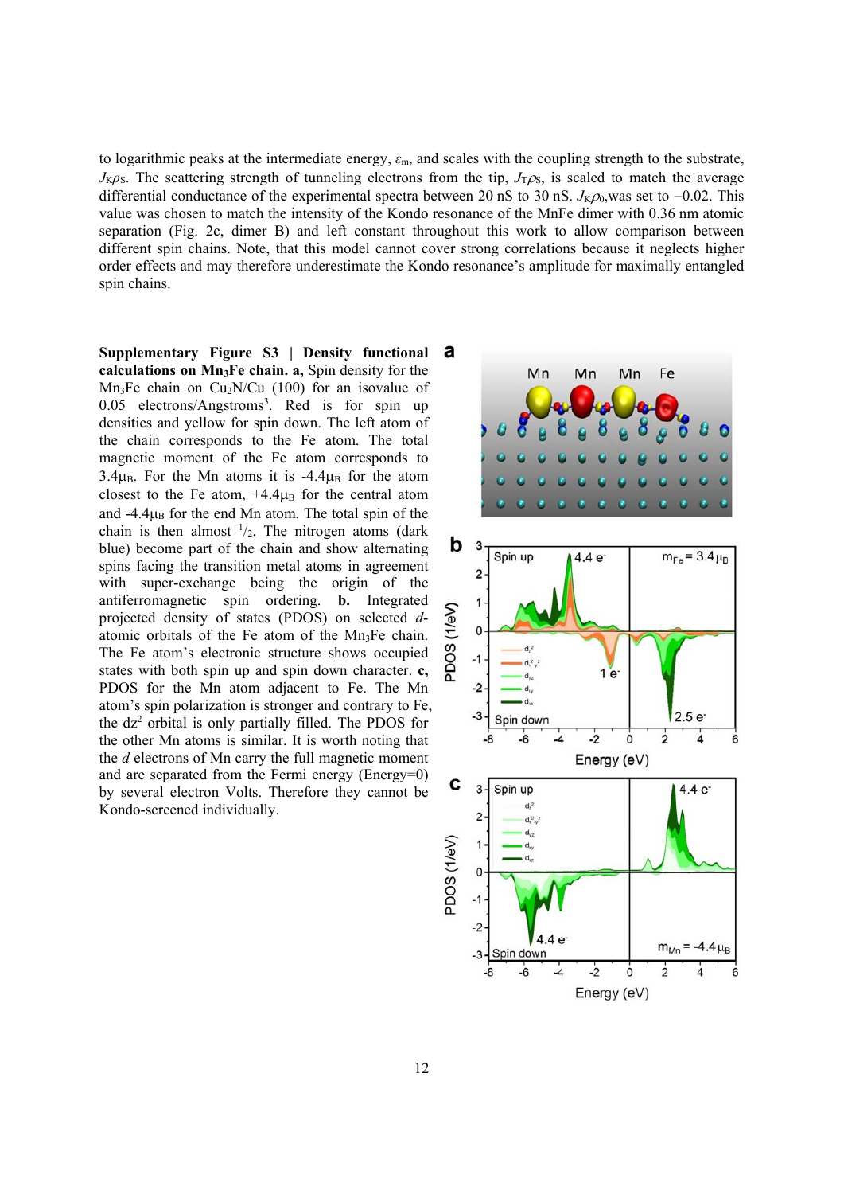to logarithmic peaks at the intermediate energy, $\varepsilon_m$, and scales with the coupling strength to the substrate, $J_K\rho_S$. The scattering strength of tunneling electrons from the tip, $J_T\rho_S$, is scaled to match the average differential conductance of the experimental spectra between 20 nS to 30 nS. $J_K\rho_0$,was set to −0.02. This value was chosen to match the intensity of the Kondo resonance of the MnFe dimer with 0.36 nm atomic separation (Fig. 2c, dimer B) and left constant throughout this work to allow comparison between different spin chains. Note, that this model cannot cover strong correlations because it neglects higher order effects and may therefore underestimate the Kondo resonance's amplitude for maximally entangled spin chains.

**Supplementary Figure S3 | Density functional calculations on $Mn_3Fe$ chain. a,** Spin density for the $Mn_3Fe$ chain on $Cu_2N$/Cu (100) for an isovalue of 0.05 electrons/Angstroms$^3$. Red is for spin up densities and yellow for spin down. The left atom of the chain corresponds to the Fe atom. The total magnetic moment of the Fe atom corresponds to $3.4\mu_B$. For the Mn atoms it is $-4.4\mu_B$ for the atom closest to the Fe atom, $+4.4\mu_B$ for the central atom and $-4.4\mu_B$ for the end Mn atom. The total spin of the chain is then almost $^1/_2$. The nitrogen atoms (dark blue) become part of the chain and show alternating spins facing the transition metal atoms in agreement with super-exchange being the origin of the antiferromagnetic spin ordering. **b.** Integrated projected density of states (PDOS) on selected *d*-atomic orbitals of the Fe atom of the $Mn_3Fe$ chain. The Fe atom's electronic structure shows occupied states with both spin up and spin down character. **c,** PDOS for the Mn atom adjacent to Fe. The Mn atom's spin polarization is stronger and contrary to Fe, the $dz^2$ orbital is only partially filled. The PDOS for the other Mn atoms is similar. It is worth noting that the *d* electrons of Mn carry the full magnetic moment and are separated from the Fermi energy (Energy=0) by several electron Volts. Therefore they cannot be Kondo-screened individually.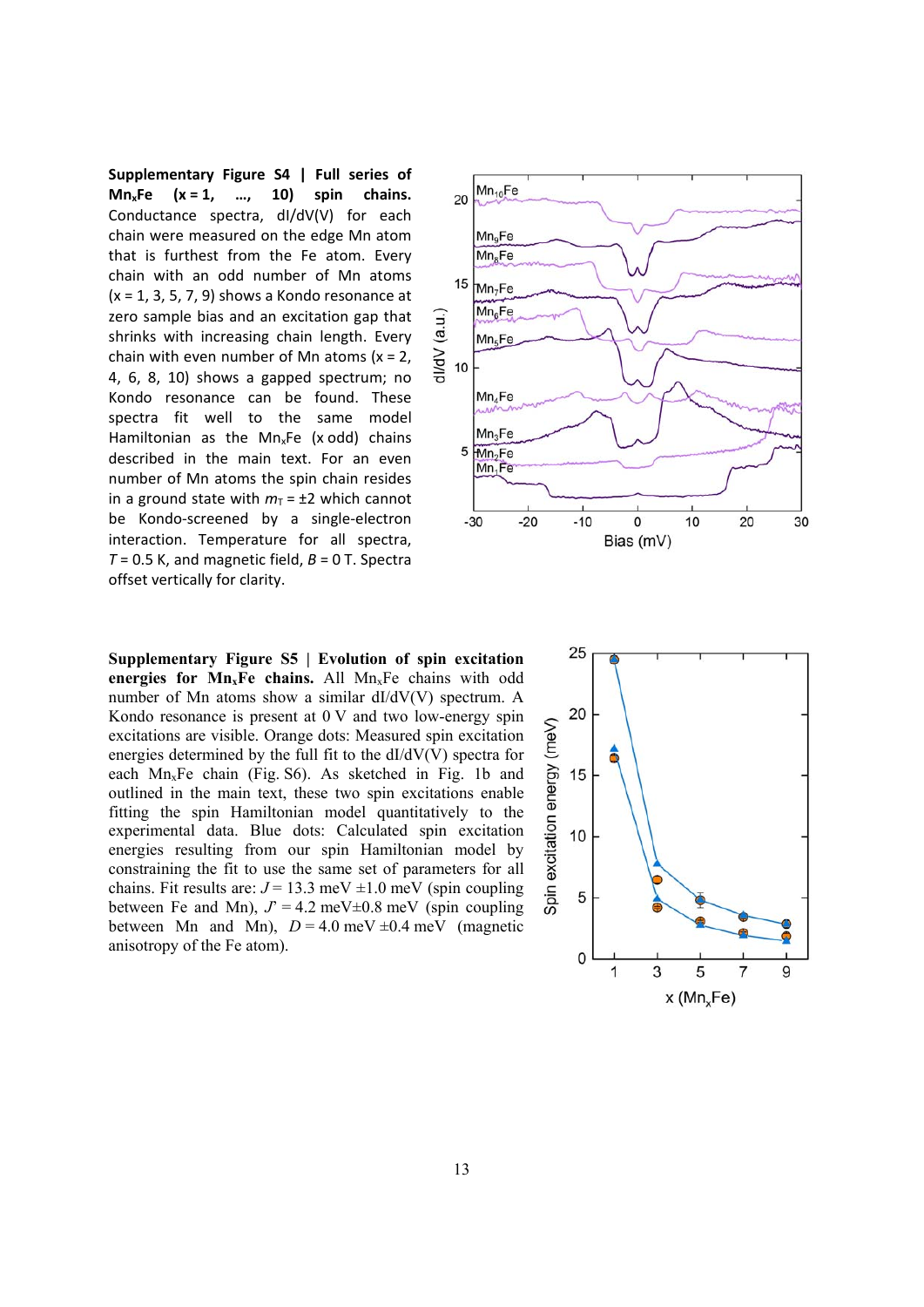**Supplementary Figure S4 | Full series of $Mn_xFe$ (x = 1, …, 10) spin chains.** Conductance spectra, dI/dV(V) for each chain were measured on the edge Mn atom that is furthest from the Fe atom. Every chain with an odd number of Mn atoms (x = 1, 3, 5, 7, 9) shows a Kondo resonance at zero sample bias and an excitation gap that shrinks with increasing chain length. Every chain with even number of Mn atoms (x = 2, 4, 6, 8, 10) shows a gapped spectrum; no Kondo resonance can be found. These spectra fit well to the same model Hamiltonian as the $Mn_xFe$ (x odd) chains described in the main text. For an even number of Mn atoms the spin chain resides in a ground state with $m_T = \pm 2$ which cannot be Kondo-screened by a single-electron interaction. Temperature for all spectra, $T = 0.5$ K, and magnetic field, $B = 0$ T. Spectra offset vertically for clarity.

**Supplementary Figure S5 | Evolution of spin excitation energies for $Mn_xFe$ chains.** All $Mn_xFe$ chains with odd number of Mn atoms show a similar dI/dV(V) spectrum. A Kondo resonance is present at 0 V and two low-energy spin excitations are visible. Orange dots: Measured spin excitation energies determined by the full fit to the dI/dV(V) spectra for each $Mn_xFe$ chain (Fig. S6). As sketched in Fig. 1b and outlined in the main text, these two spin excitations enable fitting the spin Hamiltonian model quantitatively to the experimental data. Blue dots: Calculated spin excitation energies resulting from our spin Hamiltonian model by constraining the fit to use the same set of parameters for all chains. Fit results are: $J = 13.3$ meV $\pm 1.0$ meV (spin coupling between Fe and Mn), $J' = 4.2$ meV$\pm 0.8$ meV (spin coupling between Mn and Mn), $D = 4.0$ meV $\pm 0.4$ meV (magnetic anisotropy of the Fe atom).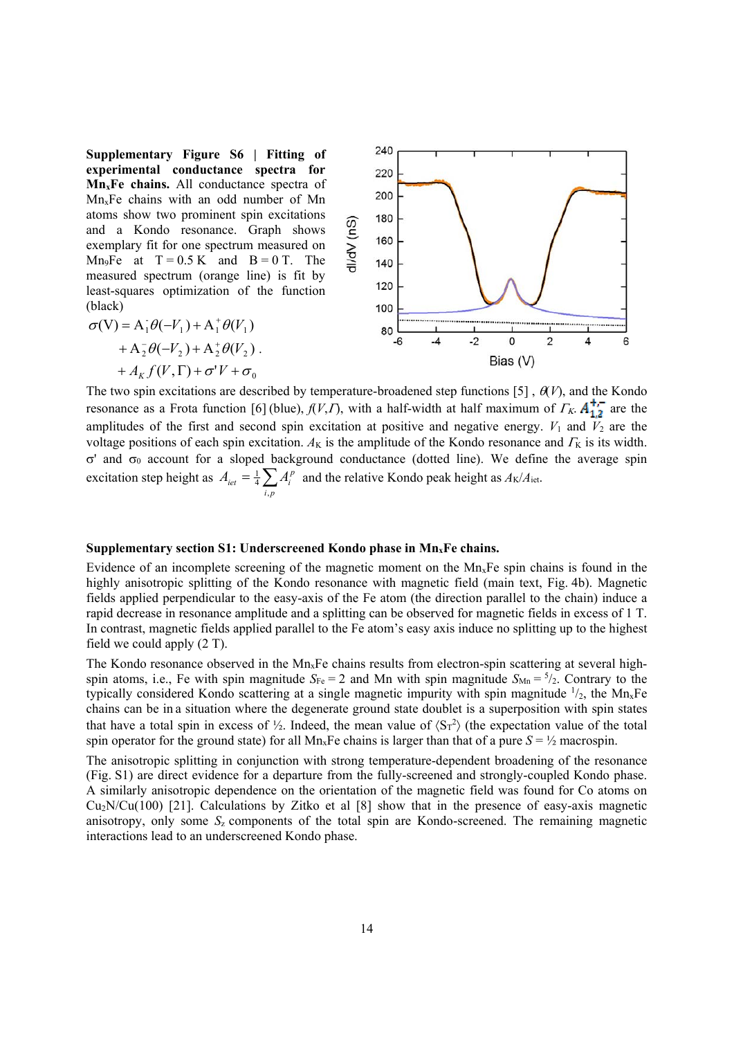**Supplementary Figure S6 | Fitting of experimental conductance spectra for $Mn_xFe$ chains.** All conductance spectra of $Mn_xFe$ chains with an odd number of Mn atoms show two prominent spin excitations and a Kondo resonance. Graph shows exemplary fit for one spectrum measured on $Mn_9Fe$ at T = 0.5 K and B = 0 T. The measured spectrum (orange line) is fit by least-squares optimization of the function (black)

$$\sigma(V) = A_1^- \theta(-V_1) + A_1^+ \theta(V_1) + A_2^- \theta(-V_2) + A_2^+ \theta(V_2) + A_K f(V,\Gamma) + \sigma' V + \sigma_0 .$$

The two spin excitations are described by temperature-broadened step functions [5], $\theta(V)$, and the Kondo resonance as a Frota function [6] (blue), $f(V,\Gamma)$, with a half-width at half maximum of $\Gamma_K$. $A_{1,2}^{+,-}$ are the amplitudes of the first and second spin excitation at positive and negative energy. $V_1$ and $V_2$ are the voltage positions of each spin excitation. $A_K$ is the amplitude of the Kondo resonance and $\Gamma_K$ is its width. $\sigma'$ and $\sigma_0$ account for a sloped background conductance (dotted line). We define the average spin excitation step height as $A_{iet} = \frac{1}{4}\sum_{i,p} A_i^p$ and the relative Kondo peak height as $A_K/A_{iet}$.

**Supplementary section S1: Underscreened Kondo phase in $Mn_xFe$ chains.**

Evidence of an incomplete screening of the magnetic moment on the $Mn_xFe$ spin chains is found in the highly anisotropic splitting of the Kondo resonance with magnetic field (main text, Fig. 4b). Magnetic fields applied perpendicular to the easy-axis of the Fe atom (the direction parallel to the chain) induce a rapid decrease in resonance amplitude and a splitting can be observed for magnetic fields in excess of 1 T. In contrast, magnetic fields applied parallel to the Fe atom's easy axis induce no splitting up to the highest field we could apply (2 T).

The Kondo resonance observed in the $Mn_xFe$ chains results from electron-spin scattering at several high-spin atoms, i.e., Fe with spin magnitude $S_{Fe} = 2$ and Mn with spin magnitude $S_{Mn} = {}^5/_2$. Contrary to the typically considered Kondo scattering at a single magnetic impurity with spin magnitude ${}^1/_2$, the $Mn_xFe$ chains can be in a situation where the degenerate ground state doublet is a superposition with spin states that have a total spin in excess of ½. Indeed, the mean value of $\langle S_T^2 \rangle$ (the expectation value of the total spin operator for the ground state) for all $Mn_xFe$ chains is larger than that of a pure $S = ½$ macrospin.

The anisotropic splitting in conjunction with strong temperature-dependent broadening of the resonance (Fig. S1) are direct evidence for a departure from the fully-screened and strongly-coupled Kondo phase. A similarly anisotropic dependence on the orientation of the magnetic field was found for Co atoms on $Cu_2N/Cu(100)$ [21]. Calculations by Zitko et al [8] show that in the presence of easy-axis magnetic anisotropy, only some $S_z$ components of the total spin are Kondo-screened. The remaining magnetic interactions lead to an underscreened Kondo phase.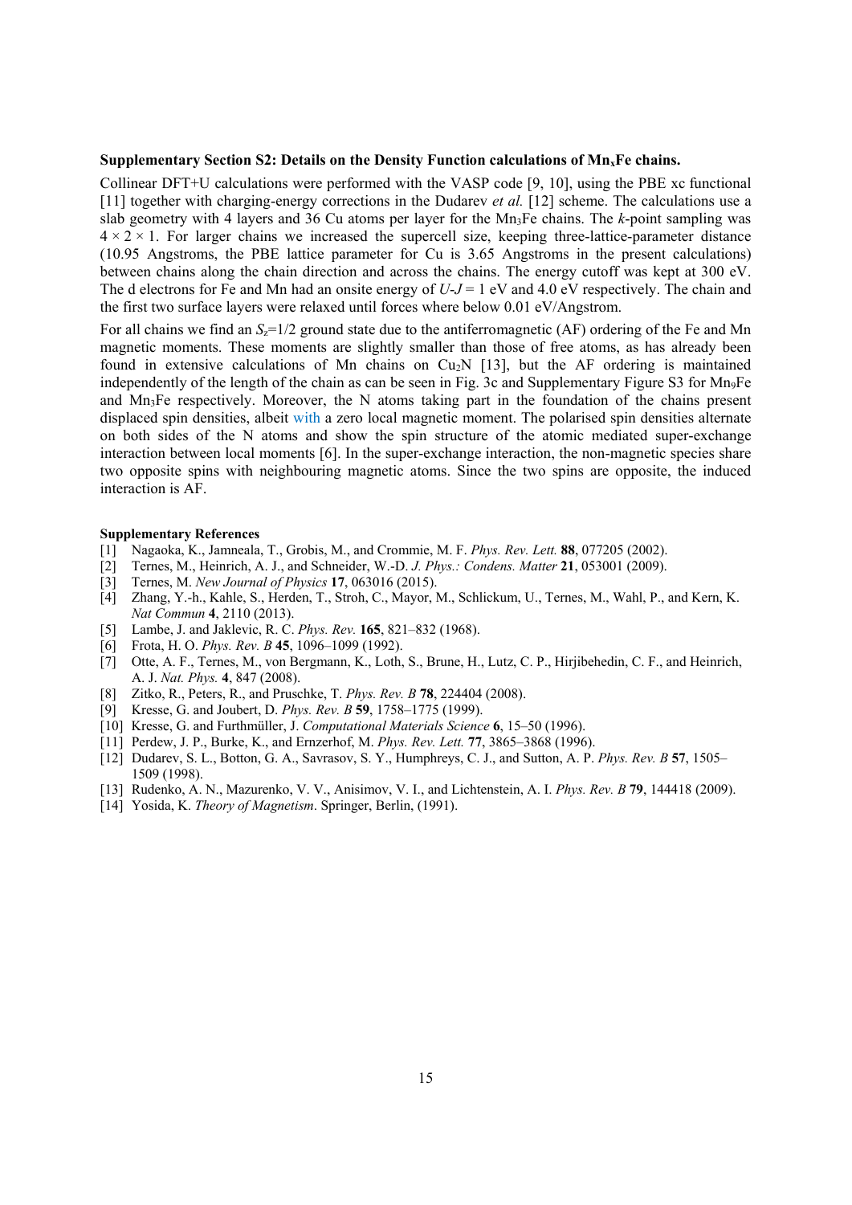### Supplementary Section S2: Details on the Density Function calculations of $Mn_xFe$ chains.

Collinear DFT+U calculations were performed with the VASP code [9, 10], using the PBE xc functional [11] together with charging-energy corrections in the Dudarev *et al.* [12] scheme. The calculations use a slab geometry with 4 layers and 36 Cu atoms per layer for the $Mn_3Fe$ chains. The *k*-point sampling was $4 \times 2 \times 1$. For larger chains we increased the supercell size, keeping three-lattice-parameter distance (10.95 Angstroms, the PBE lattice parameter for Cu is 3.65 Angstroms in the present calculations) between chains along the chain direction and across the chains. The energy cutoff was kept at 300 eV. The d electrons for Fe and Mn had an onsite energy of $U$-$J$ = 1 eV and 4.0 eV respectively. The chain and the first two surface layers were relaxed until forces where below 0.01 eV/Angstrom.

For all chains we find an $S_z$=1/2 ground state due to the antiferromagnetic (AF) ordering of the Fe and Mn magnetic moments. These moments are slightly smaller than those of free atoms, as has already been found in extensive calculations of Mn chains on $Cu_2N$ [13], but the AF ordering is maintained independently of the length of the chain as can be seen in Fig. 3c and Supplementary Figure S3 for $Mn_9Fe$ and $Mn_3Fe$ respectively. Moreover, the N atoms taking part in the foundation of the chains present displaced spin densities, albeit with a zero local magnetic moment. The polarised spin densities alternate on both sides of the N atoms and show the spin structure of the atomic mediated super-exchange interaction between local moments [6]. In the super-exchange interaction, the non-magnetic species share two opposite spins with neighbouring magnetic atoms. Since the two spins are opposite, the induced interaction is AF.

#### Supplementary References

[1] Nagaoka, K., Jamneala, T., Grobis, M., and Crommie, M. F. *Phys. Rev. Lett.* **88**, 077205 (2002).
[2] Ternes, M., Heinrich, A. J., and Schneider, W.-D. *J. Phys.: Condens. Matter* **21**, 053001 (2009).
[3] Ternes, M. *New Journal of Physics* **17**, 063016 (2015).
[4] Zhang, Y.-h., Kahle, S., Herden, T., Stroh, C., Mayor, M., Schlickum, U., Ternes, M., Wahl, P., and Kern, K. *Nat Commun* **4**, 2110 (2013).
[5] Lambe, J. and Jaklevic, R. C. *Phys. Rev.* **165**, 821–832 (1968).
[6] Frota, H. O. *Phys. Rev. B* **45**, 1096–1099 (1992).
[7] Otte, A. F., Ternes, M., von Bergmann, K., Loth, S., Brune, H., Lutz, C. P., Hirjibehedin, C. F., and Heinrich, A. J. *Nat. Phys.* **4**, 847 (2008).
[8] Zitko, R., Peters, R., and Pruschke, T. *Phys. Rev. B* **78**, 224404 (2008).
[9] Kresse, G. and Joubert, D. *Phys. Rev. B* **59**, 1758–1775 (1999).
[10] Kresse, G. and Furthmüller, J. *Computational Materials Science* **6**, 15–50 (1996).
[11] Perdew, J. P., Burke, K., and Ernzerhof, M. *Phys. Rev. Lett.* **77**, 3865–3868 (1996).
[12] Dudarev, S. L., Botton, G. A., Savrasov, S. Y., Humphreys, C. J., and Sutton, A. P. *Phys. Rev. B* **57**, 1505–1509 (1998).
[13] Rudenko, A. N., Mazurenko, V. V., Anisimov, V. I., and Lichtenstein, A. I. *Phys. Rev. B* **79**, 144418 (2009).
[14] Yosida, K. *Theory of Magnetism*. Springer, Berlin, (1991).